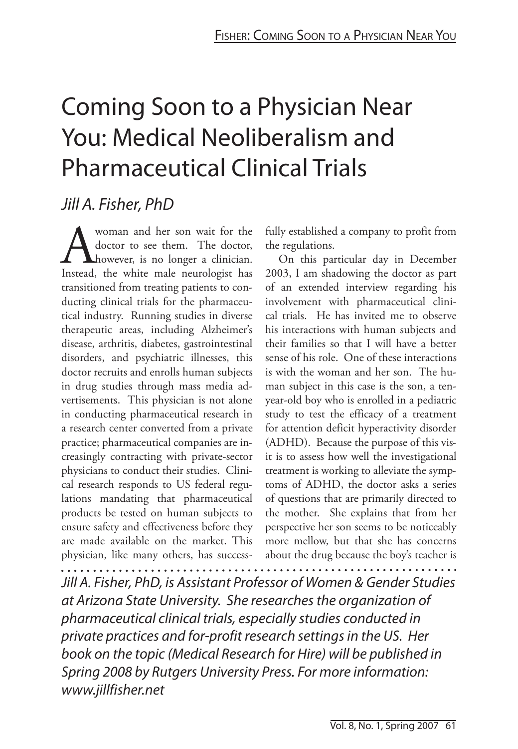# Coming Soon to a Physician Near You: Medical Neoliberalism and Pharmaceutical Clinical Trials

*Jill A. Fisher, PhD*

A woman and her son wait for the doctor to see them. The doctor, however, is no longer a clinician. Instead, the white male neurologist has transitioned from treating patients to conducting clinical trials for the pharmaceutical industry. Running studies in diverse therapeutic areas, including Alzheimer's disease, arthritis, diabetes, gastrointestinal disorders, and psychiatric illnesses, this doctor recruits and enrolls human subjects in drug studies through mass media advertisements. This physician is not alone in conducting pharmaceutical research in a research center converted from a private practice; pharmaceutical companies are increasingly contracting with private-sector physicians to conduct their studies. Clinical research responds to US federal regulations mandating that pharmaceutical products be tested on human subjects to ensure safety and effectiveness before they are made available on the market. This physician, like many others, has successfully established a company to profit from the regulations.

On this particular day in December 2003, I am shadowing the doctor as part of an extended interview regarding his involvement with pharmaceutical clinical trials. He has invited me to observe his interactions with human subjects and their families so that I will have a better sense of his role. One of these interactions is with the woman and her son. The human subject in this case is the son, a ten-year-old boy who is enrolled in a pediatric study to test the efficacy of a treatment for attention deficit hyperactivity disorder (ADHD). Because the purpose of this visit is to assess how well the investigational treatment is working to alleviate the symptoms of ADHD, the doctor asks a series of questions that are primarily directed to the mother. She explains that from her perspective her son seems to be noticeably more mellow, but that she has concerns about the drug because the boy's teacher is

*Jill A. Fisher, PhD, is Assistant Professor of Women & Gender Studies at Arizona State University. She researches the organization of pharmaceutical clinical trials, especially studies conducted in private practices and for-profit research settings in the US. Her book on the topic (Medical Research for Hire) will be published in Spring 2008 by Rutgers University Press. For more information: www.jillfisher.net*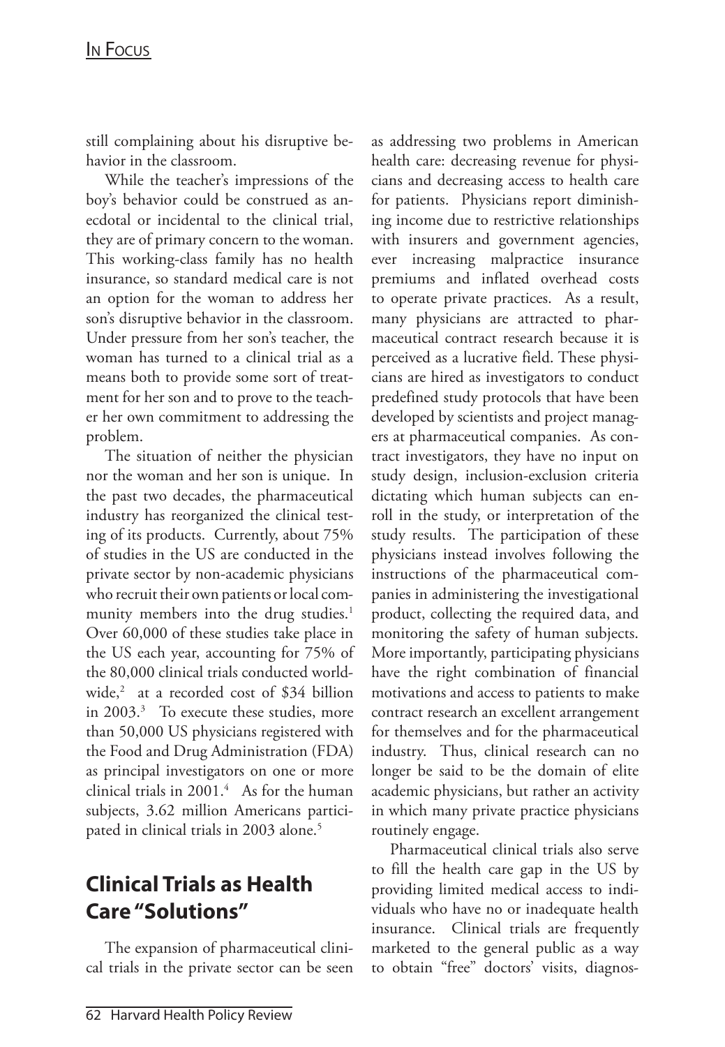still complaining about his disruptive behavior in the classroom.

While the teacher's impressions of the boy's behavior could be construed as anecdotal or incidental to the clinical trial, they are of primary concern to the woman. This working-class family has no health insurance, so standard medical care is not an option for the woman to address her son's disruptive behavior in the classroom. Under pressure from her son's teacher, the woman has turned to a clinical trial as a means both to provide some sort of treatment for her son and to prove to the teacher her own commitment to addressing the problem.

The situation of neither the physician nor the woman and her son is unique. In the past two decades, the pharmaceutical industry has reorganized the clinical testing of its products. Currently, about 75% of studies in the US are conducted in the private sector by non-academic physicians who recruit their own patients or local community members into the drug studies.[1] Over 60,000 of these studies take place in the US each year, accounting for 75% of the 80,000 clinical trials conducted worldwide,[2] at a recorded cost of $34 billion in 2003.[3] To execute these studies, more than 50,000 US physicians registered with the Food and Drug Administration (FDA) as principal investigators on one or more clinical trials in 2001.[4] As for the human subjects, 3.62 million Americans participated in clinical trials in 2003 alone.[5]

## Clinical Trials as Health Care "Solutions"

The expansion of pharmaceutical clinical trials in the private sector can be seen as addressing two problems in American health care: decreasing revenue for physicians and decreasing access to health care for patients. Physicians report diminishing income due to restrictive relationships with insurers and government agencies, ever increasing malpractice insurance premiums and inflated overhead costs to operate private practices. As a result, many physicians are attracted to pharmaceutical contract research because it is perceived as a lucrative field. These physicians are hired as investigators to conduct predefined study protocols that have been developed by scientists and project managers at pharmaceutical companies. As contract investigators, they have no input on study design, inclusion-exclusion criteria dictating which human subjects can enroll in the study, or interpretation of the study results. The participation of these physicians instead involves following the instructions of the pharmaceutical companies in administering the investigational product, collecting the required data, and monitoring the safety of human subjects. More importantly, participating physicians have the right combination of financial motivations and access to patients to make contract research an excellent arrangement for themselves and for the pharmaceutical industry. Thus, clinical research can no longer be said to be the domain of elite academic physicians, but rather an activity in which many private practice physicians routinely engage.

Pharmaceutical clinical trials also serve to fill the health care gap in the US by providing limited medical access to individuals who have no or inadequate health insurance. Clinical trials are frequently marketed to the general public as a way to obtain "free" doctors' visits, diagnos-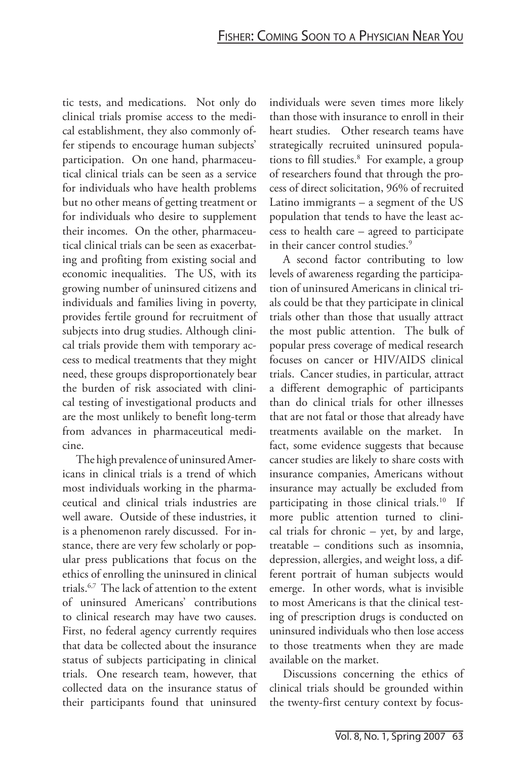tic tests, and medications. Not only do clinical trials promise access to the medical establishment, they also commonly offer stipends to encourage human subjects' participation. On one hand, pharmaceutical clinical trials can be seen as a service for individuals who have health problems but no other means of getting treatment or for individuals who desire to supplement their incomes. On the other, pharmaceutical clinical trials can be seen as exacerbating and profiting from existing social and economic inequalities. The US, with its growing number of uninsured citizens and individuals and families living in poverty, provides fertile ground for recruitment of subjects into drug studies. Although clinical trials provide them with temporary access to medical treatments that they might need, these groups disproportionately bear the burden of risk associated with clinical testing of investigational products and are the most unlikely to benefit long-term from advances in pharmaceutical medicine.

The high prevalence of uninsured Americans in clinical trials is a trend of which most individuals working in the pharmaceutical and clinical trials industries are well aware. Outside of these industries, it is a phenomenon rarely discussed. For instance, there are very few scholarly or popular press publications that focus on the ethics of enrolling the uninsured in clinical trials.[6,7] The lack of attention to the extent of uninsured Americans' contributions to clinical research may have two causes. First, no federal agency currently requires that data be collected about the insurance status of subjects participating in clinical trials. One research team, however, that collected data on the insurance status of their participants found that uninsured individuals were seven times more likely than those with insurance to enroll in their heart studies. Other research teams have strategically recruited uninsured populations to fill studies.[8] For example, a group of researchers found that through the process of direct solicitation, 96% of recruited Latino immigrants – a segment of the US population that tends to have the least access to health care – agreed to participate in their cancer control studies.[9]

A second factor contributing to low levels of awareness regarding the participation of uninsured Americans in clinical trials could be that they participate in clinical trials other than those that usually attract the most public attention. The bulk of popular press coverage of medical research focuses on cancer or HIV/AIDS clinical trials. Cancer studies, in particular, attract a different demographic of participants than do clinical trials for other illnesses that are not fatal or those that already have treatments available on the market. In fact, some evidence suggests that because cancer studies are likely to share costs with insurance companies, Americans without insurance may actually be excluded from participating in those clinical trials.[10] If more public attention turned to clinical trials for chronic – yet, by and large, treatable – conditions such as insomnia, depression, allergies, and weight loss, a different portrait of human subjects would emerge. In other words, what is invisible to most Americans is that the clinical testing of prescription drugs is conducted on uninsured individuals who then lose access to those treatments when they are made available on the market.

Discussions concerning the ethics of clinical trials should be grounded within the twenty-first century context by focus-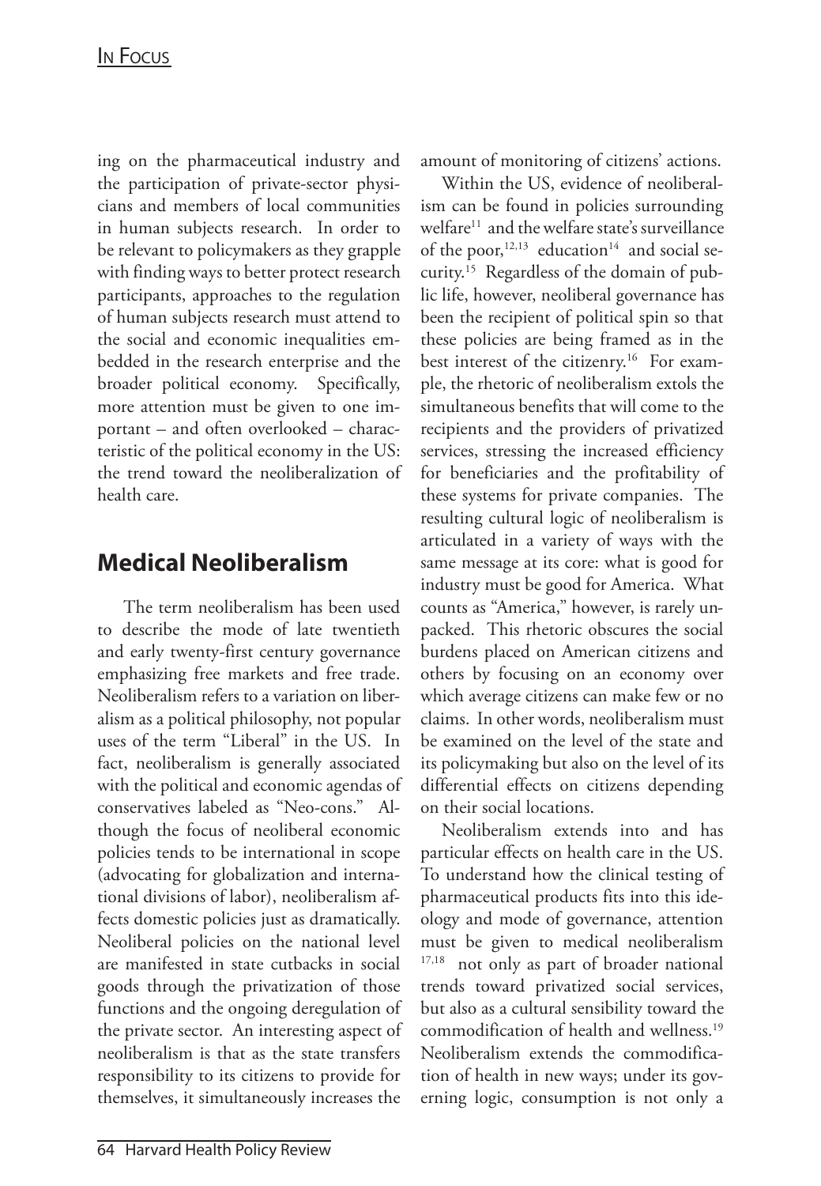ing on the pharmaceutical industry and the participation of private-sector physicians and members of local communities in human subjects research. In order to be relevant to policymakers as they grapple with finding ways to better protect research participants, approaches to the regulation of human subjects research must attend to the social and economic inequalities embedded in the research enterprise and the broader political economy. Specifically, more attention must be given to one important – and often overlooked – characteristic of the political economy in the US: the trend toward the neoliberalization of health care.

## Medical Neoliberalism

The term neoliberalism has been used to describe the mode of late twentieth and early twenty-first century governance emphasizing free markets and free trade. Neoliberalism refers to a variation on liberalism as a political philosophy, not popular uses of the term "Liberal" in the US. In fact, neoliberalism is generally associated with the political and economic agendas of conservatives labeled as "Neo-cons." Although the focus of neoliberal economic policies tends to be international in scope (advocating for globalization and international divisions of labor), neoliberalism affects domestic policies just as dramatically. Neoliberal policies on the national level are manifested in state cutbacks in social goods through the privatization of those functions and the ongoing deregulation of the private sector. An interesting aspect of neoliberalism is that as the state transfers responsibility to its citizens to provide for themselves, it simultaneously increases the amount of monitoring of citizens' actions.

Within the US, evidence of neoliberalism can be found in policies surrounding welfare[11] and the welfare state's surveillance of the poor,[12,13] education[14] and social security.[15] Regardless of the domain of public life, however, neoliberal governance has been the recipient of political spin so that these policies are being framed as in the best interest of the citizenry.[16] For example, the rhetoric of neoliberalism extols the simultaneous benefits that will come to the recipients and the providers of privatized services, stressing the increased efficiency for beneficiaries and the profitability of these systems for private companies. The resulting cultural logic of neoliberalism is articulated in a variety of ways with the same message at its core: what is good for industry must be good for America. What counts as "America," however, is rarely unpacked. This rhetoric obscures the social burdens placed on American citizens and others by focusing on an economy over which average citizens can make few or no claims. In other words, neoliberalism must be examined on the level of the state and its policymaking but also on the level of its differential effects on citizens depending on their social locations.

Neoliberalism extends into and has particular effects on health care in the US. To understand how the clinical testing of pharmaceutical products fits into this ideology and mode of governance, attention must be given to medical neoliberalism [17,18] not only as part of broader national trends toward privatized social services, but also as a cultural sensibility toward the commodification of health and wellness.[19] Neoliberalism extends the commodification of health in new ways; under its governing logic, consumption is not only a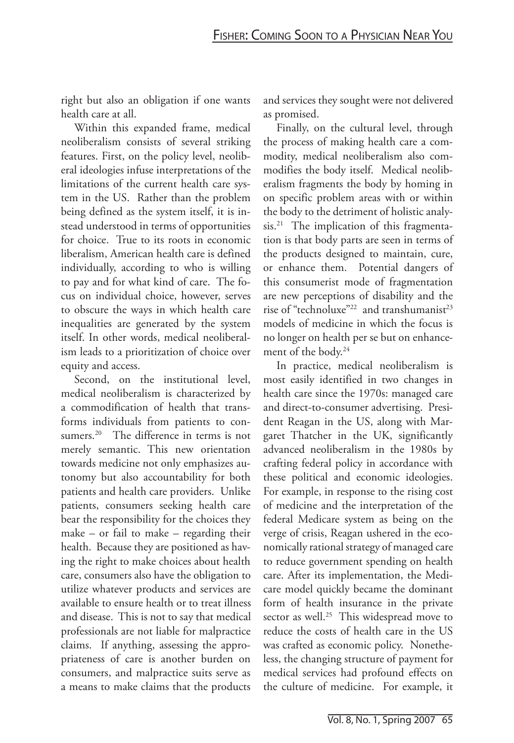right but also an obligation if one wants health care at all.

Within this expanded frame, medical neoliberalism consists of several striking features. First, on the policy level, neoliberal ideologies infuse interpretations of the limitations of the current health care system in the US. Rather than the problem being defined as the system itself, it is instead understood in terms of opportunities for choice. True to its roots in economic liberalism, American health care is defined individually, according to who is willing to pay and for what kind of care. The focus on individual choice, however, serves to obscure the ways in which health care inequalities are generated by the system itself. In other words, medical neoliberalism leads to a prioritization of choice over equity and access.

Second, on the institutional level, medical neoliberalism is characterized by a commodification of health that transforms individuals from patients to consumers.[20] The difference in terms is not merely semantic. This new orientation towards medicine not only emphasizes autonomy but also accountability for both patients and health care providers. Unlike patients, consumers seeking health care bear the responsibility for the choices they make – or fail to make – regarding their health. Because they are positioned as having the right to make choices about health care, consumers also have the obligation to utilize whatever products and services are available to ensure health or to treat illness and disease. This is not to say that medical professionals are not liable for malpractice claims. If anything, assessing the appropriateness of care is another burden on consumers, and malpractice suits serve as a means to make claims that the products and services they sought were not delivered as promised.

Finally, on the cultural level, through the process of making health care a commodity, medical neoliberalism also commodifies the body itself. Medical neoliberalism fragments the body by homing in on specific problem areas with or within the body to the detriment of holistic analysis.[21] The implication of this fragmentation is that body parts are seen in terms of the products designed to maintain, cure, or enhance them. Potential dangers of this consumerist mode of fragmentation are new perceptions of disability and the rise of "technoluxe"[22] and transhumanist[23] models of medicine in which the focus is no longer on health per se but on enhancement of the body.[24]

In practice, medical neoliberalism is most easily identified in two changes in health care since the 1970s: managed care and direct-to-consumer advertising. President Reagan in the US, along with Margaret Thatcher in the UK, significantly advanced neoliberalism in the 1980s by crafting federal policy in accordance with these political and economic ideologies. For example, in response to the rising cost of medicine and the interpretation of the federal Medicare system as being on the verge of crisis, Reagan ushered in the economically rational strategy of managed care to reduce government spending on health care. After its implementation, the Medicare model quickly became the dominant form of health insurance in the private sector as well.[25] This widespread move to reduce the costs of health care in the US was crafted as economic policy. Nonetheless, the changing structure of payment for medical services had profound effects on the culture of medicine. For example, it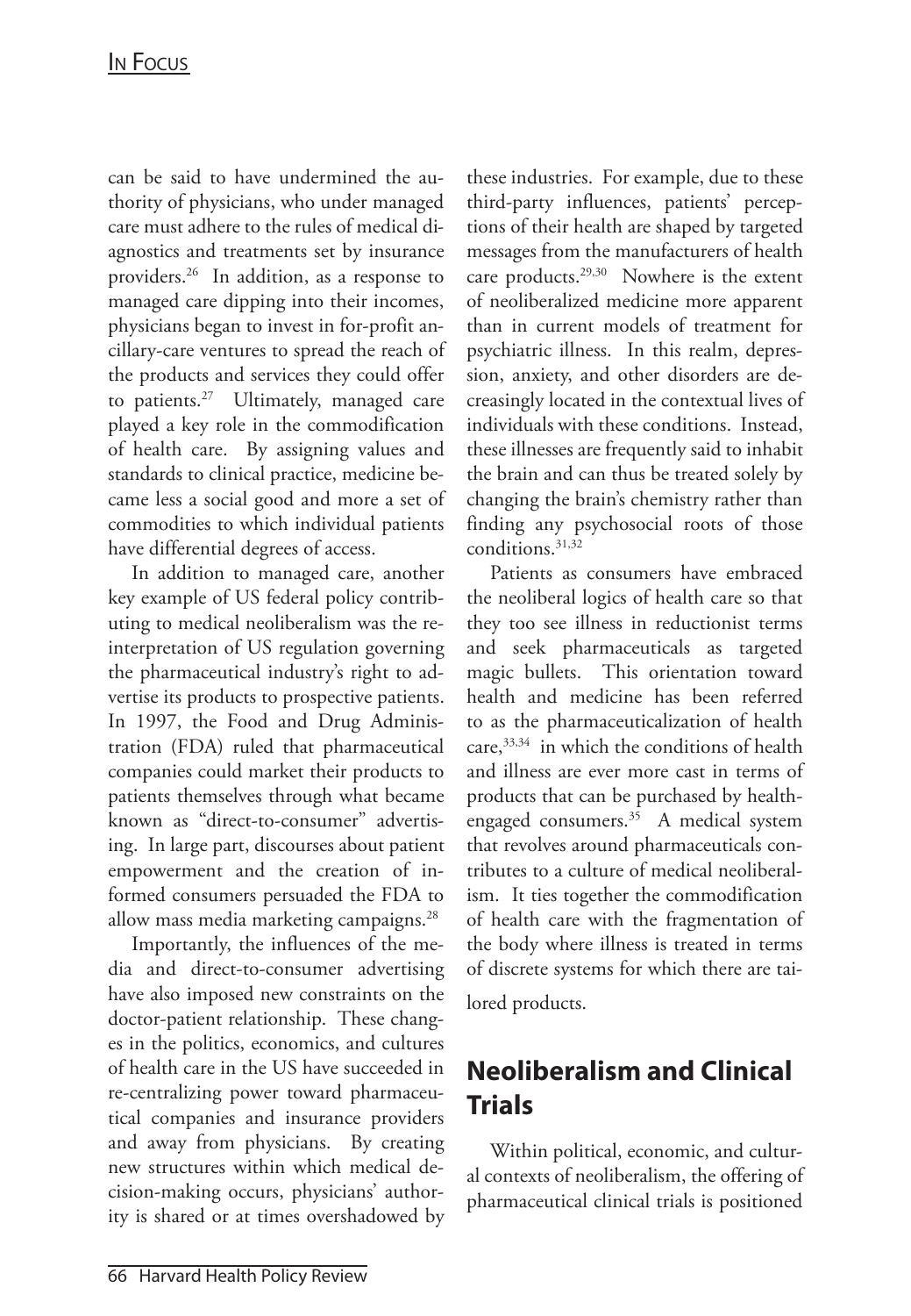can be said to have undermined the authority of physicians, who under managed care must adhere to the rules of medical diagnostics and treatments set by insurance providers.[26] In addition, as a response to managed care dipping into their incomes, physicians began to invest in for-profit ancillary-care ventures to spread the reach of the products and services they could offer to patients.[27] Ultimately, managed care played a key role in the commodification of health care. By assigning values and standards to clinical practice, medicine became less a social good and more a set of commodities to which individual patients have differential degrees of access.

In addition to managed care, another key example of US federal policy contributing to medical neoliberalism was the reinterpretation of US regulation governing the pharmaceutical industry's right to advertise its products to prospective patients. In 1997, the Food and Drug Administration (FDA) ruled that pharmaceutical companies could market their products to patients themselves through what became known as "direct-to-consumer" advertising. In large part, discourses about patient empowerment and the creation of informed consumers persuaded the FDA to allow mass media marketing campaigns.[28]

Importantly, the influences of the media and direct-to-consumer advertising have also imposed new constraints on the doctor-patient relationship. These changes in the politics, economics, and cultures of health care in the US have succeeded in re-centralizing power toward pharmaceutical companies and insurance providers and away from physicians. By creating new structures within which medical decision-making occurs, physicians' authority is shared or at times overshadowed by these industries. For example, due to these third-party influences, patients' perceptions of their health are shaped by targeted messages from the manufacturers of health care products.[29,30] Nowhere is the extent of neoliberalized medicine more apparent than in current models of treatment for psychiatric illness. In this realm, depression, anxiety, and other disorders are decreasingly located in the contextual lives of individuals with these conditions. Instead, these illnesses are frequently said to inhabit the brain and can thus be treated solely by changing the brain's chemistry rather than finding any psychosocial roots of those conditions.[31,32]

Patients as consumers have embraced the neoliberal logics of health care so that they too see illness in reductionist terms and seek pharmaceuticals as targeted magic bullets. This orientation toward health and medicine has been referred to as the pharmaceuticalization of health care,[33,34] in which the conditions of health and illness are ever more cast in terms of products that can be purchased by health-engaged consumers.[35] A medical system that revolves around pharmaceuticals contributes to a culture of medical neoliberalism. It ties together the commodification of health care with the fragmentation of the body where illness is treated in terms of discrete systems for which there are tailored products.

## Neoliberalism and Clinical Trials

Within political, economic, and cultural contexts of neoliberalism, the offering of pharmaceutical clinical trials is positioned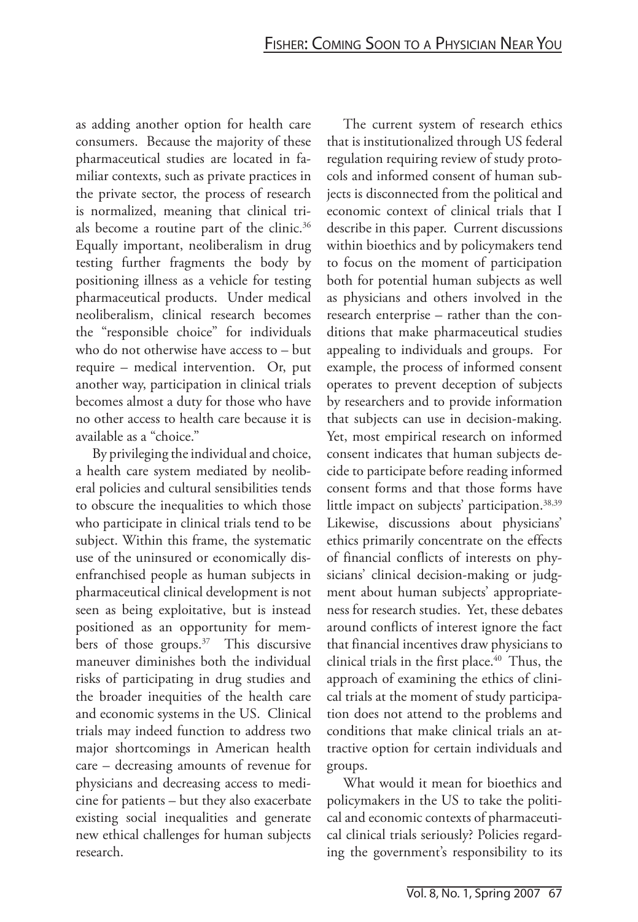as adding another option for health care consumers. Because the majority of these pharmaceutical studies are located in familiar contexts, such as private practices in the private sector, the process of research is normalized, meaning that clinical trials become a routine part of the clinic.[36] Equally important, neoliberalism in drug testing further fragments the body by positioning illness as a vehicle for testing pharmaceutical products. Under medical neoliberalism, clinical research becomes the "responsible choice" for individuals who do not otherwise have access to – but require – medical intervention. Or, put another way, participation in clinical trials becomes almost a duty for those who have no other access to health care because it is available as a "choice."

By privileging the individual and choice, a health care system mediated by neoliberal policies and cultural sensibilities tends to obscure the inequalities to which those who participate in clinical trials tend to be subject. Within this frame, the systematic use of the uninsured or economically disenfranchised people as human subjects in pharmaceutical clinical development is not seen as being exploitative, but is instead positioned as an opportunity for members of those groups.[37] This discursive maneuver diminishes both the individual risks of participating in drug studies and the broader inequities of the health care and economic systems in the US. Clinical trials may indeed function to address two major shortcomings in American health care – decreasing amounts of revenue for physicians and decreasing access to medicine for patients – but they also exacerbate existing social inequalities and generate new ethical challenges for human subjects research.

The current system of research ethics that is institutionalized through US federal regulation requiring review of study protocols and informed consent of human subjects is disconnected from the political and economic context of clinical trials that I describe in this paper. Current discussions within bioethics and by policymakers tend to focus on the moment of participation both for potential human subjects as well as physicians and others involved in the research enterprise – rather than the conditions that make pharmaceutical studies appealing to individuals and groups. For example, the process of informed consent operates to prevent deception of subjects by researchers and to provide information that subjects can use in decision-making. Yet, most empirical research on informed consent indicates that human subjects decide to participate before reading informed consent forms and that those forms have little impact on subjects' participation.[38,39] Likewise, discussions about physicians' ethics primarily concentrate on the effects of financial conflicts of interests on physicians' clinical decision-making or judgment about human subjects' appropriateness for research studies. Yet, these debates around conflicts of interest ignore the fact that financial incentives draw physicians to clinical trials in the first place.[40] Thus, the approach of examining the ethics of clinical trials at the moment of study participation does not attend to the problems and conditions that make clinical trials an attractive option for certain individuals and groups.

What would it mean for bioethics and policymakers in the US to take the political and economic contexts of pharmaceutical clinical trials seriously? Policies regarding the government's responsibility to its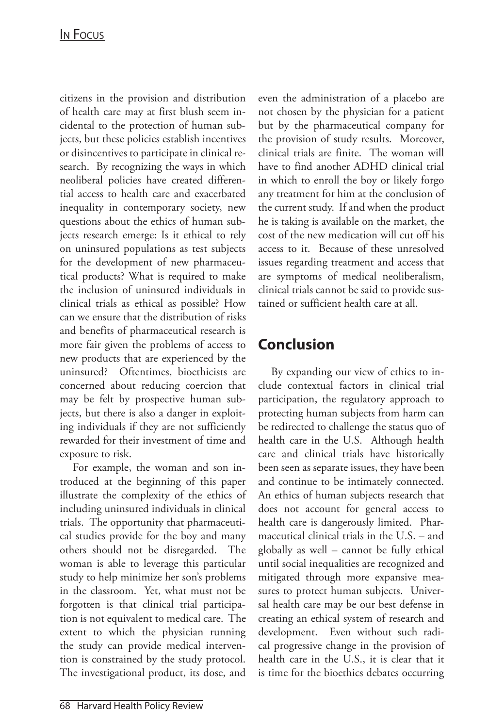citizens in the provision and distribution of health care may at first blush seem incidental to the protection of human subjects, but these policies establish incentives or disincentives to participate in clinical research. By recognizing the ways in which neoliberal policies have created differential access to health care and exacerbated inequality in contemporary society, new questions about the ethics of human subjects research emerge: Is it ethical to rely on uninsured populations as test subjects for the development of new pharmaceutical products? What is required to make the inclusion of uninsured individuals in clinical trials as ethical as possible? How can we ensure that the distribution of risks and benefits of pharmaceutical research is more fair given the problems of access to new products that are experienced by the uninsured? Oftentimes, bioethicists are concerned about reducing coercion that may be felt by prospective human subjects, but there is also a danger in exploiting individuals if they are not sufficiently rewarded for their investment of time and exposure to risk.

For example, the woman and son introduced at the beginning of this paper illustrate the complexity of the ethics of including uninsured individuals in clinical trials. The opportunity that pharmaceutical studies provide for the boy and many others should not be disregarded. The woman is able to leverage this particular study to help minimize her son's problems in the classroom. Yet, what must not be forgotten is that clinical trial participation is not equivalent to medical care. The extent to which the physician running the study can provide medical intervention is constrained by the study protocol. The investigational product, its dose, and even the administration of a placebo are not chosen by the physician for a patient but by the pharmaceutical company for the provision of study results. Moreover, clinical trials are finite. The woman will have to find another ADHD clinical trial in which to enroll the boy or likely forgo any treatment for him at the conclusion of the current study. If and when the product he is taking is available on the market, the cost of the new medication will cut off his access to it. Because of these unresolved issues regarding treatment and access that are symptoms of medical neoliberalism, clinical trials cannot be said to provide sustained or sufficient health care at all.

## Conclusion

By expanding our view of ethics to include contextual factors in clinical trial participation, the regulatory approach to protecting human subjects from harm can be redirected to challenge the status quo of health care in the U.S. Although health care and clinical trials have historically been seen as separate issues, they have been and continue to be intimately connected. An ethics of human subjects research that does not account for general access to health care is dangerously limited. Pharmaceutical clinical trials in the U.S. – and globally as well – cannot be fully ethical until social inequalities are recognized and mitigated through more expansive measures to protect human subjects. Universal health care may be our best defense in creating an ethical system of research and development. Even without such radical progressive change in the provision of health care in the U.S., it is clear that it is time for the bioethics debates occurring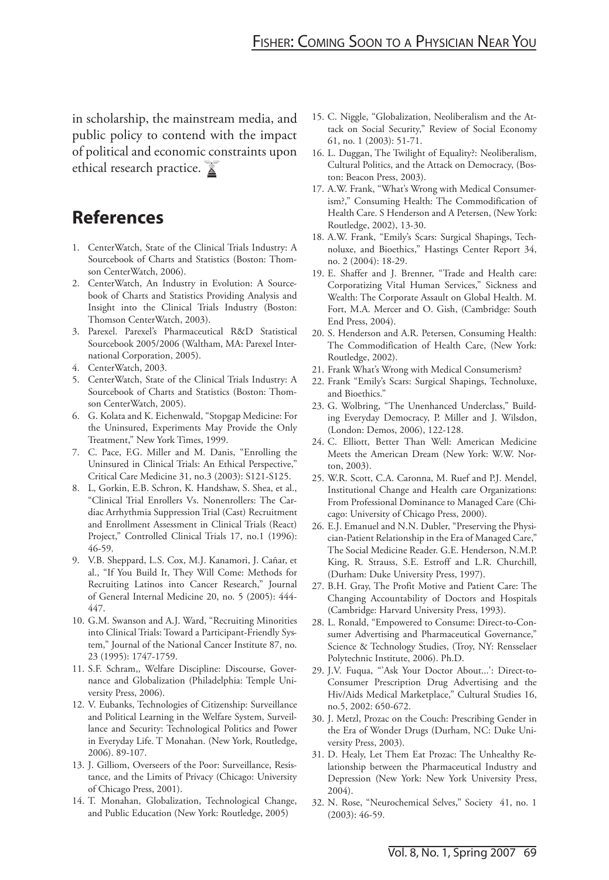in scholarship, the mainstream media, and public policy to contend with the impact of political and economic constraints upon ethical research practice.

## References

1. CenterWatch, State of the Clinical Trials Industry: A Sourcebook of Charts and Statistics (Boston: Thomson CenterWatch, 2006).
2. CenterWatch, An Industry in Evolution: A Sourcebook of Charts and Statistics Providing Analysis and Insight into the Clinical Trials Industry (Boston: Thomson CenterWatch, 2003).
3. Parexel. Parexel's Pharmaceutical R&D Statistical Sourcebook 2005/2006 (Waltham, MA: Parexel International Corporation, 2005).
4. CenterWatch, 2003.
5. CenterWatch, State of the Clinical Trials Industry: A Sourcebook of Charts and Statistics (Boston: Thomson CenterWatch, 2005).
6. G. Kolata and K. Eichenwald, "Stopgap Medicine: For the Uninsured, Experiments May Provide the Only Treatment," New York Times, 1999.
7. C. Pace, F.G. Miller and M. Danis, "Enrolling the Uninsured in Clinical Trials: An Ethical Perspective," Critical Care Medicine 31, no.3 (2003): S121-S125.
8. L, Gorkin, E.B. Schron, K. Handshaw, S. Shea, et al., "Clinical Trial Enrollers Vs. Nonenrollers: The Cardiac Arrhythmia Suppression Trial (Cast) Recruitment and Enrollment Assessment in Clinical Trials (React) Project," Controlled Clinical Trials 17, no.1 (1996): 46-59.
9. V.B. Sheppard, L.S. Cox, M.J. Kanamori, J. Cañar, et al., "If You Build It, They Will Come: Methods for Recruiting Latinos into Cancer Research," Journal of General Internal Medicine 20, no. 5 (2005): 444-447.
10. G.M. Swanson and A.J. Ward, "Recruiting Minorities into Clinical Trials: Toward a Participant-Friendly System," Journal of the National Cancer Institute 87, no. 23 (1995): 1747-1759.
11. S.F. Schram,, Welfare Discipline: Discourse, Governance and Globalization (Philadelphia: Temple University Press, 2006).
12. V. Eubanks, Technologies of Citizenship: Surveillance and Political Learning in the Welfare System, Surveillance and Security: Technological Politics and Power in Everyday Life. T Monahan. (New York, Routledge, 2006). 89-107.
13. J. Gilliom, Overseers of the Poor: Surveillance, Resistance, and the Limits of Privacy (Chicago: University of Chicago Press, 2001).
14. T. Monahan, Globalization, Technological Change, and Public Education (New York: Routledge, 2005)
15. C. Niggle, "Globalization, Neoliberalism and the Attack on Social Security," Review of Social Economy 61, no. 1 (2003): 51-71.
16. L. Duggan, The Twilight of Equality?: Neoliberalism, Cultural Politics, and the Attack on Democracy, (Boston: Beacon Press, 2003).
17. A.W. Frank, "What's Wrong with Medical Consumerism?," Consuming Health: The Commodification of Health Care. S Henderson and A Petersen, (New York: Routledge, 2002), 13-30.
18. A.W. Frank, "Emily's Scars: Surgical Shapings, Technoluxe, and Bioethics," Hastings Center Report 34, no. 2 (2004): 18-29.
19. E. Shaffer and J. Brenner, "Trade and Health care: Corporatizing Vital Human Services," Sickness and Wealth: The Corporate Assault on Global Health. M. Fort, M.A. Mercer and O. Gish, (Cambridge: South End Press, 2004).
20. S. Henderson and A.R. Petersen, Consuming Health: The Commodification of Health Care, (New York: Routledge, 2002).
21. Frank What's Wrong with Medical Consumerism?
22. Frank "Emily's Scars: Surgical Shapings, Technoluxe, and Bioethics."
23. G. Wolbring, "The Unenhanced Underclass," Building Everyday Democracy, P. Miller and J. Wilsdon, (London: Demos, 2006), 122-128.
24. C. Elliott, Better Than Well: American Medicine Meets the American Dream (New York: W.W. Norton, 2003).
25. W.R. Scott, C.A. Caronna, M. Ruef and P.J. Mendel, Institutional Change and Health care Organizations: From Professional Dominance to Managed Care (Chicago: University of Chicago Press, 2000).
26. E.J. Emanuel and N.N. Dubler, "Preserving the Physician-Patient Relationship in the Era of Managed Care," The Social Medicine Reader. G.E. Henderson, N.M.P. King, R. Strauss, S.E. Estroff and L.R. Churchill, (Durham: Duke University Press, 1997).
27. B.H. Gray, The Profit Motive and Patient Care: The Changing Accountability of Doctors and Hospitals (Cambridge: Harvard University Press, 1993).
28. L. Ronald, "Empowered to Consume: Direct-to-Consumer Advertising and Pharmaceutical Governance," Science & Technology Studies, (Troy, NY: Rensselaer Polytechnic Institute, 2006). Ph.D.
29. J.V. Fuqua, "'Ask Your Doctor About...': Direct-to-Consumer Prescription Drug Advertising and the Hiv/Aids Medical Marketplace," Cultural Studies 16, no.5, 2002: 650-672.
30. J. Metzl, Prozac on the Couch: Prescribing Gender in the Era of Wonder Drugs (Durham, NC: Duke University Press, 2003).
31. D. Healy, Let Them Eat Prozac: The Unhealthy Relationship between the Pharmaceutical Industry and Depression (New York: New York University Press, 2004).
32. N. Rose, "Neurochemical Selves," Society 41, no. 1 (2003): 46-59.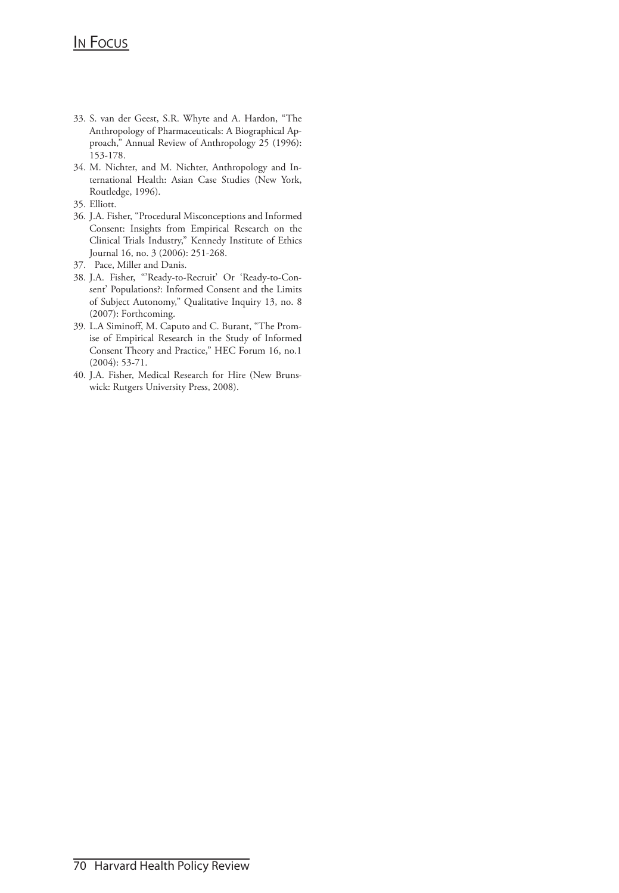33. S. van der Geest, S.R. Whyte and A. Hardon, "The Anthropology of Pharmaceuticals: A Biographical Approach," Annual Review of Anthropology 25 (1996): 153-178.
34. M. Nichter, and M. Nichter, Anthropology and International Health: Asian Case Studies (New York, Routledge, 1996).
35. Elliott.
36. J.A. Fisher, "Procedural Misconceptions and Informed Consent: Insights from Empirical Research on the Clinical Trials Industry," Kennedy Institute of Ethics Journal 16, no. 3 (2006): 251-268.
37. Pace, Miller and Danis.
38. J.A. Fisher, "'Ready-to-Recruit' Or 'Ready-to-Consent' Populations?: Informed Consent and the Limits of Subject Autonomy," Qualitative Inquiry 13, no. 8 (2007): Forthcoming.
39. L.A Siminoff, M. Caputo and C. Burant, "The Promise of Empirical Research in the Study of Informed Consent Theory and Practice," HEC Forum 16, no.1 (2004): 53-71.
40. J.A. Fisher, Medical Research for Hire (New Brunswick: Rutgers University Press, 2008).